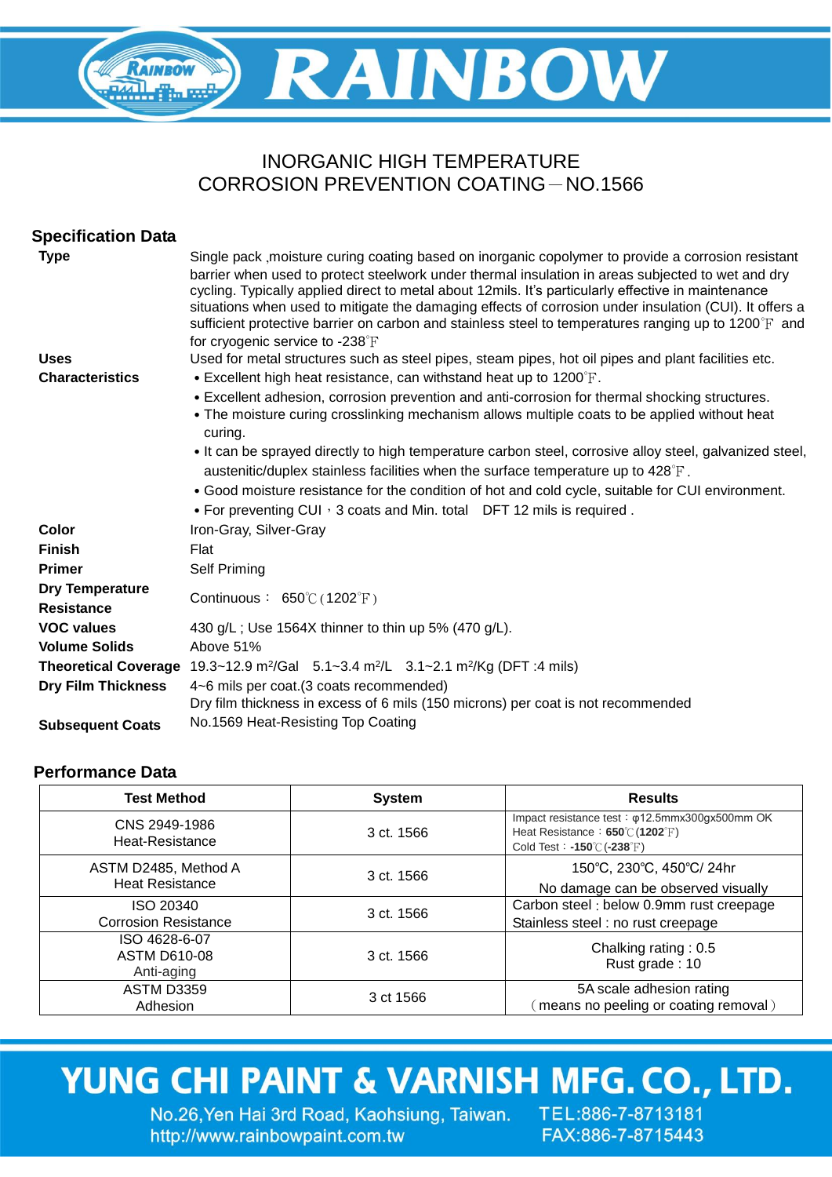# RAINBOW

## INORGANIC HIGH TEMPERATURE CORROSION PREVENTION COATING－NO.1566

## Specification Data

**Type**
Single pack ,moisture curing coating based on inorganic copolymer to provide a corrosion resistant barrier when used to protect steelwork under thermal insulation in areas subjected to wet and dry cycling. Typically applied direct to metal about 12mils. It's particularly effective in maintenance situations when used to mitigate the damaging effects of corrosion under insulation (CUI). It offers a sufficient protective barrier on carbon and stainless steel to temperatures ranging up to 1200°F and for cryogenic service to -238°F

**Uses**
Used for metal structures such as steel pipes, steam pipes, hot oil pipes and plant facilities etc.

**Characteristics**
- Excellent high heat resistance, can withstand heat up to 1200°F.
- Excellent adhesion, corrosion prevention and anti-corrosion for thermal shocking structures.
- The moisture curing crosslinking mechanism allows multiple coats to be applied without heat curing.
- It can be sprayed directly to high temperature carbon steel, corrosive alloy steel, galvanized steel, austenitic/duplex stainless facilities when the surface temperature up to 428°F.
- Good moisture resistance for the condition of hot and cold cycle, suitable for CUI environment.
- For preventing CUI，3 coats and Min. total DFT 12 mils is required .

**Color**
Iron-Gray, Silver-Gray

**Finish**
Flat

**Primer**
Self Priming

**Dry Temperature Resistance**
Continuous： 650℃（1202°F）

**VOC values**
430 g/L ; Use 1564X thinner to thin up 5% (470 g/L).

**Volume Solids**
Above 51%

**Theoretical Coverage**
19.3~12.9 $m^2$/Gal 5.1~3.4 $m^2$/L 3.1~2.1 $m^2$/Kg (DFT :4 mils)

**Dry Film Thickness**
4~6 mils per coat.(3 coats recommended)
Dry film thickness in excess of 6 mils (150 microns) per coat is not recommended

**Subsequent Coats**
No.1569 Heat-Resisting Top Coating

## Performance Data

| Test Method | System | Results |
|---|---|---|
| CNS 2949-1986<br>Heat-Resistance | 3 ct. 1566 | Impact resistance test：φ12.5mmx300gx500mm OK<br>Heat Resistance：**650**℃(**1202**°F)<br>Cold Test：**-150**℃(**-238**°F) |
| ASTM D2485, Method A<br>Heat Resistance | 3 ct. 1566 | 150℃, 230℃, 450℃/ 24hr<br>No damage can be observed visually |
| ISO 20340<br>Corrosion Resistance | 3 ct. 1566 | Carbon steel : below 0.9mm rust creepage<br>Stainless steel : no rust creepage |
| ISO 4628-6-07<br>ASTM D610-08<br>Anti-aging | 3 ct. 1566 | Chalking rating : 0.5<br>Rust grade : 10 |
| ASTM D3359<br>Adhesion | 3 ct 1566 | 5A scale adhesion rating<br>（means no peeling or coating removal） |

**YUNG CHI PAINT & VARNISH MFG. CO., LTD.**
No.26,Yen Hai 3rd Road, Kaohsiung, Taiwan. TEL:886-7-8713181
http://www.rainbowpaint.com.tw FAX:886-7-8715443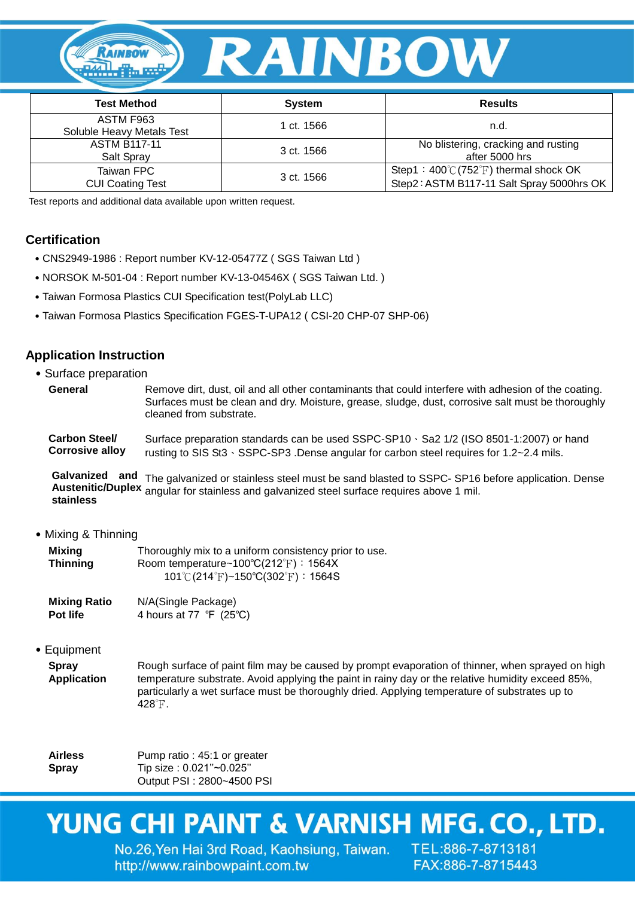| Test Method | System | Results |
|---|---|---|
| ASTM F963 Soluble Heavy Metals Test | 1 ct. 1566 | n.d. |
| ASTM B117-11 Salt Spray | 3 ct. 1566 | No blistering, cracking and rusting after 5000 hrs |
| Taiwan FPC CUI Coating Test | 3 ct. 1566 | Step1：400℃(752℉) thermal shock OK Step2：ASTM B117-11 Salt Spray 5000hrs OK |

Test reports and additional data available upon written request.

## Certification

- CNS2949-1986 : Report number KV-12-05477Z ( SGS Taiwan Ltd )
- NORSOK M-501-04 : Report number KV-13-04546X ( SGS Taiwan Ltd. )
- Taiwan Formosa Plastics CUI Specification test(PolyLab LLC)
- Taiwan Formosa Plastics Specification FGES-T-UPA12 ( CSI-20 CHP-07 SHP-06)

## Application Instruction

- Surface preparation

**General**
Remove dirt, dust, oil and all other contaminants that could interfere with adhesion of the coating. Surfaces must be clean and dry. Moisture, grease, sludge, dust, corrosive salt must be thoroughly cleaned from substrate.

**Carbon Steel/ Corrosive alloy**
Surface preparation standards can be used SSPC-SP10、Sa2 1/2 (ISO 8501-1:2007) or hand rusting to SIS St3、SSPC-SP3 .Dense angular for carbon steel requires for 1.2~2.4 mils.

**Galvanized and Austenitic/Duplex stainless**
The galvanized or stainless steel must be sand blasted to SSPC- SP16 before application. Dense angular for stainless and galvanized steel surface requires above 1 mil.

- Mixing & Thinning

**Mixing**
Thoroughly mix to a uniform consistency prior to use.

**Thinning**
Room temperature~100℃(212℉)：1564X
101℃(214℉)~150℃(302℉)：1564S

**Mixing Ratio**
N/A(Single Package)

**Pot life**
4 hours at 77 ℉ (25℃)

- Equipment

**Spray Application**
Rough surface of paint film may be caused by prompt evaporation of thinner, when sprayed on high temperature substrate. Avoid applying the paint in rainy day or the relative humidity exceed 85%, particularly a wet surface must be thoroughly dried. Applying temperature of substrates up to 428℉.

**Airless Spray**
Pump ratio : 45:1 or greater
Tip size : 0.021"~0.025"
Output PSI : 2800~4500 PSI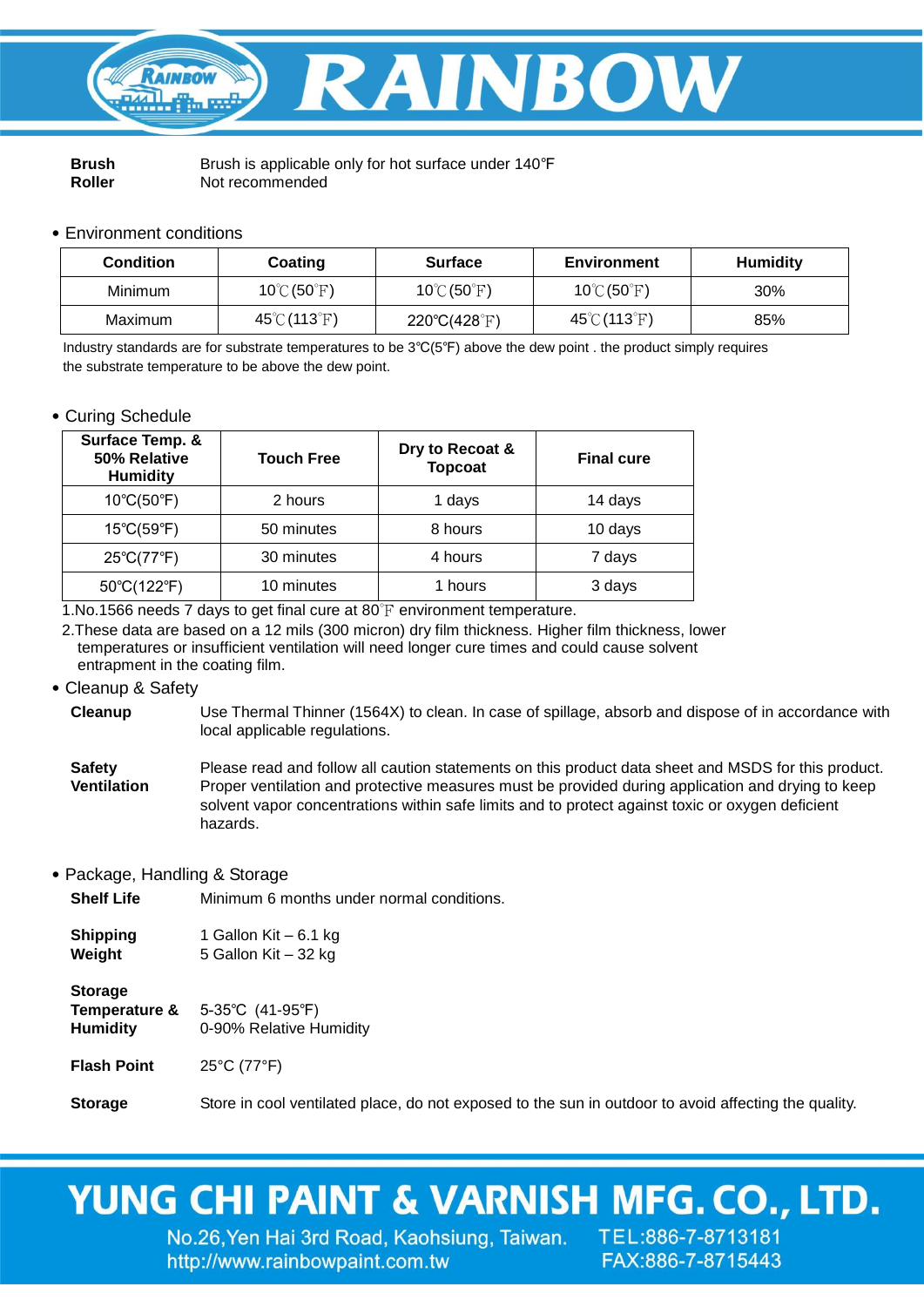**Brush** Brush is applicable only for hot surface under 140℉

**Roller** Not recommended

- Environment conditions

| Condition | Coating | Surface | Environment | Humidity |
|---|---|---|---|---|
| Minimum | 10℃(50℉) | 10℃(50℉) | 10℃(50℉) | 30% |
| Maximum | 45℃(113℉) | 220℃(428℉) | 45℃(113℉) | 85% |

Industry standards are for substrate temperatures to be 3℃(5℉) above the dew point . the product simply requires the substrate temperature to be above the dew point.

- Curing Schedule

| Surface Temp. & 50% Relative Humidity | Touch Free | Dry to Recoat & Topcoat | Final cure |
|---|---|---|---|
| 10℃(50℉) | 2 hours | 1 days | 14 days |
| 15℃(59℉) | 50 minutes | 8 hours | 10 days |
| 25℃(77℉) | 30 minutes | 4 hours | 7 days |
| 50℃(122℉) | 10 minutes | 1 hours | 3 days |

1.No.1566 needs 7 days to get final cure at 80℉ environment temperature.

2.These data are based on a 12 mils (300 micron) dry film thickness. Higher film thickness, lower temperatures or insufficient ventilation will need longer cure times and could cause solvent entrapment in the coating film.

- Cleanup & Safety

**Cleanup** Use Thermal Thinner (1564X) to clean. In case of spillage, absorb and dispose of in accordance with local applicable regulations.

**Safety Ventilation** Please read and follow all caution statements on this product data sheet and MSDS for this product. Proper ventilation and protective measures must be provided during application and drying to keep solvent vapor concentrations within safe limits and to protect against toxic or oxygen deficient hazards.

- Package, Handling & Storage

**Shelf Life** Minimum 6 months under normal conditions.

**Shipping Weight** 1 Gallon Kit – 6.1 kg
5 Gallon Kit – 32 kg

**Storage Temperature & Humidity** 5-35℃ (41-95℉)
0-90% Relative Humidity

**Flash Point** 25°C (77°F)

**Storage** Store in cool ventilated place, do not exposed to the sun in outdoor to avoid affecting the quality.